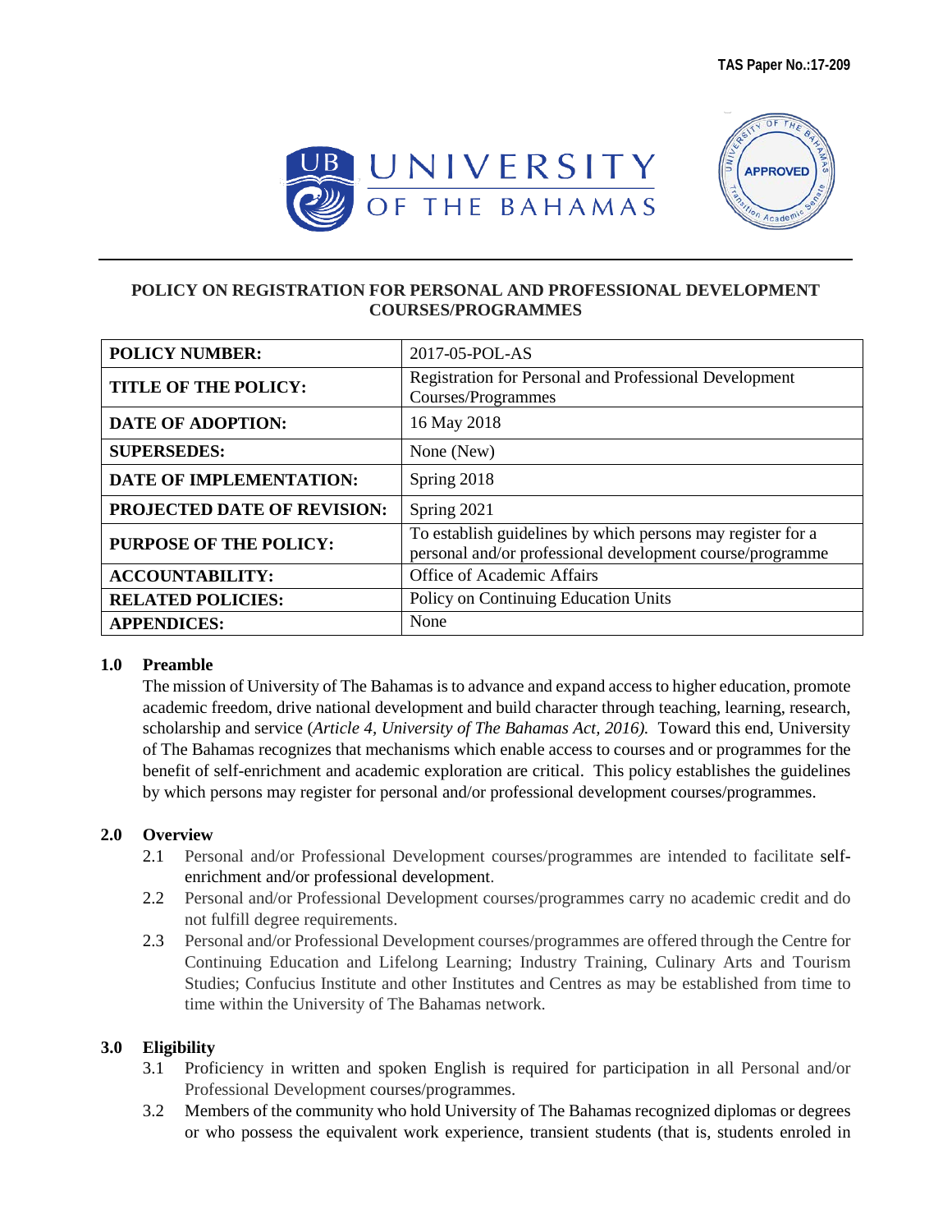TAS Paper No.:17-209

UNIVERSITY OF THE BAHAMAS

# POLICY ON REGISTRATION FOR PERSONAL AND PROFESSIONAL DEVELOPMENT COURSES/PROGRAMMES

| | |
|---|---|
| **POLICY NUMBER:** | 2017-05-POL-AS |
| **TITLE OF THE POLICY:** | Registration for Personal and Professional Development Courses/Programmes |
| **DATE OF ADOPTION:** | 16 May 2018 |
| **SUPERSEDES:** | None (New) |
| **DATE OF IMPLEMENTATION:** | Spring 2018 |
| **PROJECTED DATE OF REVISION:** | Spring 2021 |
| **PURPOSE OF THE POLICY:** | To establish guidelines by which persons may register for a personal and/or professional development course/programme |
| **ACCOUNTABILITY:** | Office of Academic Affairs |
| **RELATED POLICIES:** | Policy on Continuing Education Units |
| **APPENDICES:** | None |

## 1.0 Preamble

The mission of University of The Bahamas is to advance and expand access to higher education, promote academic freedom, drive national development and build character through teaching, learning, research, scholarship and service (*Article 4, University of The Bahamas Act, 2016).* Toward this end, University of The Bahamas recognizes that mechanisms which enable access to courses and or programmes for the benefit of self-enrichment and academic exploration are critical. This policy establishes the guidelines by which persons may register for personal and/or professional development courses/programmes.

## 2.0 Overview

2.1 Personal and/or Professional Development courses/programmes are intended to facilitate self-enrichment and/or professional development.

2.2 Personal and/or Professional Development courses/programmes carry no academic credit and do not fulfill degree requirements.

2.3 Personal and/or Professional Development courses/programmes are offered through the Centre for Continuing Education and Lifelong Learning; Industry Training, Culinary Arts and Tourism Studies; Confucius Institute and other Institutes and Centres as may be established from time to time within the University of The Bahamas network.

## 3.0 Eligibility

3.1 Proficiency in written and spoken English is required for participation in all Personal and/or Professional Development courses/programmes.

3.2 Members of the community who hold University of The Bahamas recognized diplomas or degrees or who possess the equivalent work experience, transient students (that is, students enroled in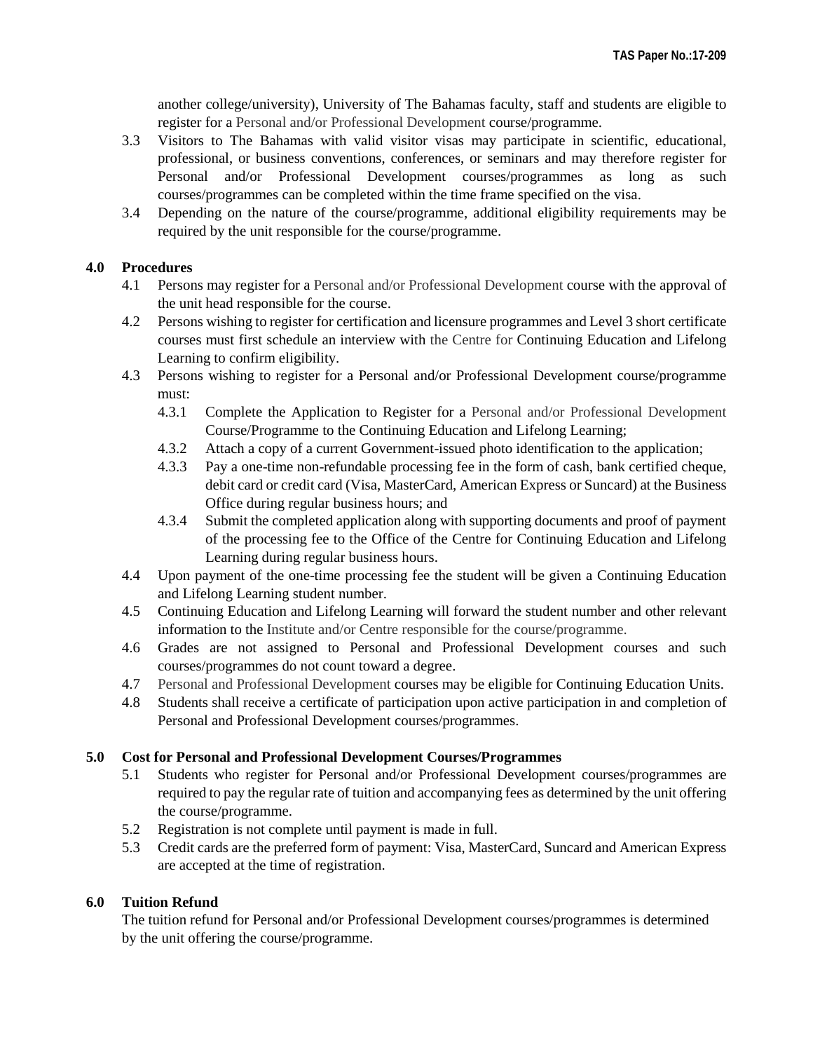another college/university), University of The Bahamas faculty, staff and students are eligible to register for a Personal and/or Professional Development course/programme.

3.3 Visitors to The Bahamas with valid visitor visas may participate in scientific, educational, professional, or business conventions, conferences, or seminars and may therefore register for Personal and/or Professional Development courses/programmes as long as such courses/programmes can be completed within the time frame specified on the visa.

3.4 Depending on the nature of the course/programme, additional eligibility requirements may be required by the unit responsible for the course/programme.

## 4.0 Procedures

4.1 Persons may register for a Personal and/or Professional Development course with the approval of the unit head responsible for the course.

4.2 Persons wishing to register for certification and licensure programmes and Level 3 short certificate courses must first schedule an interview with the Centre for Continuing Education and Lifelong Learning to confirm eligibility.

4.3 Persons wishing to register for a Personal and/or Professional Development course/programme must:

- 4.3.1 Complete the Application to Register for a Personal and/or Professional Development Course/Programme to the Continuing Education and Lifelong Learning;
- 4.3.2 Attach a copy of a current Government-issued photo identification to the application;
- 4.3.3 Pay a one-time non-refundable processing fee in the form of cash, bank certified cheque, debit card or credit card (Visa, MasterCard, American Express or Suncard) at the Business Office during regular business hours; and
- 4.3.4 Submit the completed application along with supporting documents and proof of payment of the processing fee to the Office of the Centre for Continuing Education and Lifelong Learning during regular business hours.

4.4 Upon payment of the one-time processing fee the student will be given a Continuing Education and Lifelong Learning student number.

4.5 Continuing Education and Lifelong Learning will forward the student number and other relevant information to the Institute and/or Centre responsible for the course/programme.

4.6 Grades are not assigned to Personal and Professional Development courses and such courses/programmes do not count toward a degree.

4.7 Personal and Professional Development courses may be eligible for Continuing Education Units.

4.8 Students shall receive a certificate of participation upon active participation in and completion of Personal and Professional Development courses/programmes.

## 5.0 Cost for Personal and Professional Development Courses/Programmes

5.1 Students who register for Personal and/or Professional Development courses/programmes are required to pay the regular rate of tuition and accompanying fees as determined by the unit offering the course/programme.

5.2 Registration is not complete until payment is made in full.

5.3 Credit cards are the preferred form of payment: Visa, MasterCard, Suncard and American Express are accepted at the time of registration.

## 6.0 Tuition Refund

The tuition refund for Personal and/or Professional Development courses/programmes is determined by the unit offering the course/programme.